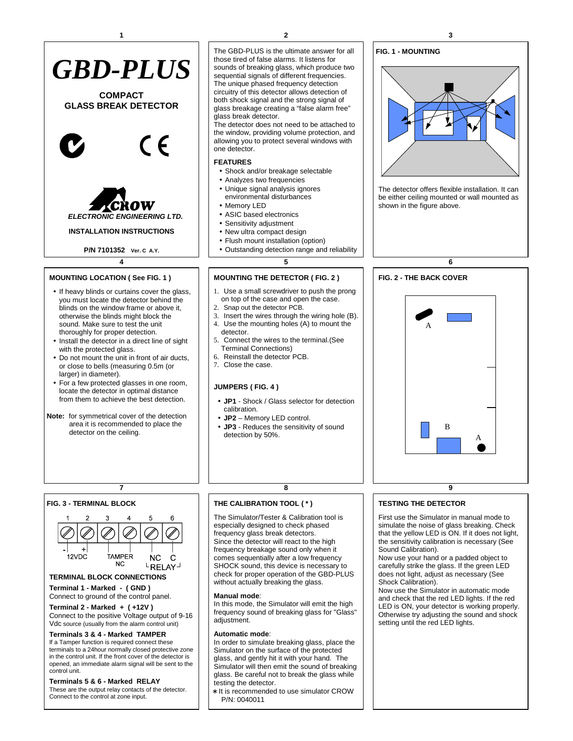# GBD-PLUS

## COMPACT GLASS BREAK DETECTOR

CROW

*ELECTRONIC ENGINEERING LTD.*

**INSTALLATION INSTRUCTIONS**

**P/N 7101352** Ver. C A.Y.

The GBD-PLUS is the ultimate answer for all those tired of false alarms. It listens for sounds of breaking glass, which produce two sequential signals of different frequencies. The unique phased frequency detection circuitry of this detector allows detection of both shock signal and the strong signal of glass breakage creating a "false alarm free" glass break detector.

The detector does not need to be attached to the window, providing volume protection, and allowing you to protect several windows with one detector.

### FEATURES

- Shock and/or breakage selectable
- Analyzes two frequencies
- Unique signal analysis ignores environmental disturbances
- Memory LED
- ASIC based electronics
- Sensitivity adjustment
- New ultra compact design
- Flush mount installation (option)
- Outstanding detection range and reliability

### FIG. 1 - MOUNTING

The detector offers flexible installation. It can be either ceiling mounted or wall mounted as shown in the figure above.

### MOUNTING LOCATION ( See FIG. 1 )

- If heavy blinds or curtains cover the glass, you must locate the detector behind the blinds on the window frame or above it, otherwise the blinds might block the sound. Make sure to test the unit thoroughly for proper detection.
- Install the detector in a direct line of sight with the protected glass.
- Do not mount the unit in front of air ducts, or close to bells (measuring 0.5m (or larger) in diameter).
- For a few protected glasses in one room, locate the detector in optimal distance from them to achieve the best detection.

**Note:** for symmetrical cover of the detection area it is recommended to place the detector on the ceiling.

### MOUNTING THE DETECTOR ( FIG. 2 )

1. Use a small screwdriver to push the prong on top of the case and open the case.
2. Snap out the detector PCB.
3. Insert the wires through the wiring hole (B).
4. Use the mounting holes (A) to mount the detector.
5. Connect the wires to the terminal.(See Terminal Connections)
6. Reinstall the detector PCB.
7. Close the case.

### JUMPERS ( FIG. 4 )

- **JP1** - Shock / Glass selector for detection calibration.
- **JP2** – Memory LED control.
- **JP3** - Reduces the sensitivity of sound detection by 50%.

### FIG. 2 - THE BACK COVER

A

B

A

### FIG. 3 - TERMINAL BLOCK

| 1 | 2 | 3 | 4 | 5 | 6 |
|---|---|---|---|---|---|
| - | + | TAMPER | | NC | C |
| 12VDC | | NC | | RELAY | |

### TERMINAL BLOCK CONNECTIONS

**Terminal 1 - Marked - ( GND )**
Connect to ground of the control panel.

**Terminal 2 - Marked + ( +12V )**
Connect to the positive Voltage output of 9-16 Vdc source (usually from the alarm control unit)

**Terminals 3 & 4 - Marked TAMPER**
If a Tamper function is required connect these terminals to a 24hour normally closed protective zone in the control unit. If the front cover of the detector is opened, an immediate alarm signal will be sent to the control unit.

**Terminals 5 & 6 - Marked RELAY**
These are the output relay contacts of the detector. Connect to the control at zone input.

### THE CALIBRATION TOOL ( * )

The Simulator/Tester & Calibration tool is especially designed to check phased frequency glass break detectors.

Since the detector will react to the high frequency breakage sound only when it comes sequentially after a low frequency SHOCK sound, this device is necessary to check for proper operation of the GBD-PLUS without actually breaking the glass.

**Manual mode**:
In this mode, the Simulator will emit the high frequency sound of breaking glass for "Glass" adjustment.

**Automatic mode**:
In order to simulate breaking glass, place the Simulator on the surface of the protected glass, and gently hit it with your hand. The Simulator will then emit the sound of breaking glass. Be careful not to break the glass while testing the detector.

∗ It is recommended to use simulator CROW P/N: 0040011

### TESTING THE DETECTOR

First use the Simulator in manual mode to simulate the noise of glass breaking. Check that the yellow LED is ON. If it does not light, the sensitivity calibration is necessary (See Sound Calibration).

Now use your hand or a padded object to carefully strike the glass. If the green LED does not light, adjust as necessary (See Shock Calibration).

Now use the Simulator in automatic mode and check that the red LED lights. If the red LED is ON, your detector is working properly. Otherwise try adjusting the sound and shock setting until the red LED lights.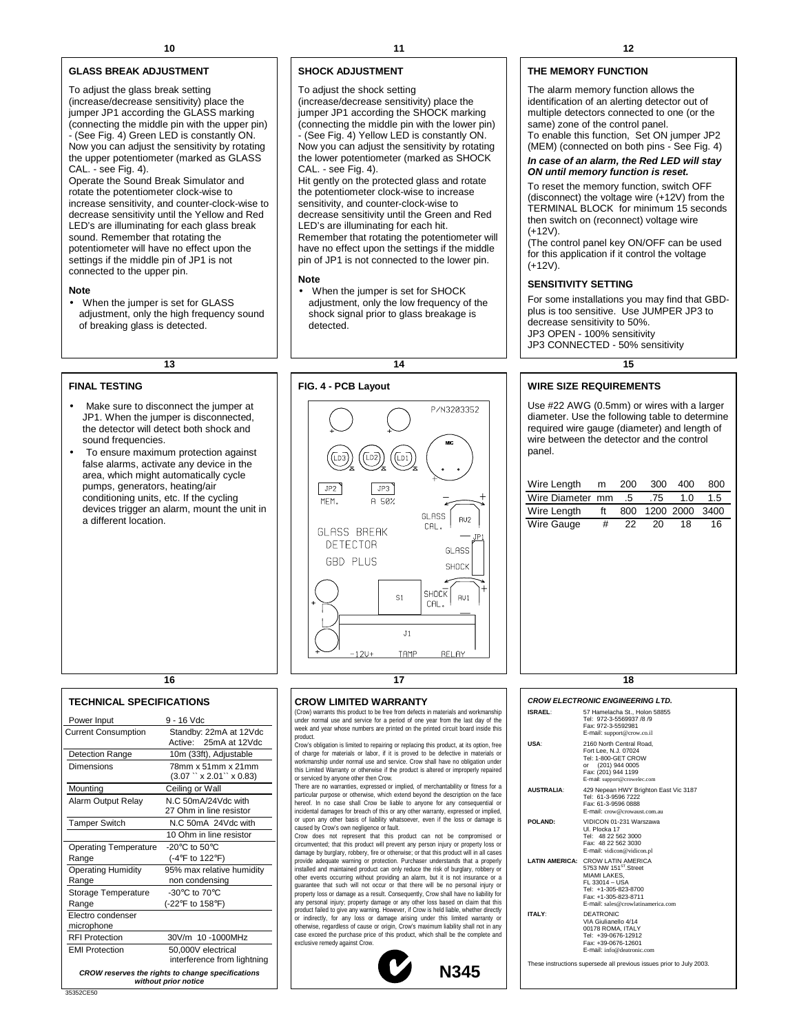## GLASS BREAK ADJUSTMENT

To adjust the glass break setting (increase/decrease sensitivity) place the jumper JP1 according the GLASS marking (connecting the middle pin with the upper pin) - (See Fig. 4) Green LED is constantly ON. Now you can adjust the sensitivity by rotating the upper potentiometer (marked as GLASS CAL. - see Fig. 4).

Operate the Sound Break Simulator and rotate the potentiometer clock-wise to increase sensitivity, and counter-clock-wise to decrease sensitivity until the Yellow and Red LED's are illuminating for each glass break sound. Remember that rotating the potentiometer will have no effect upon the settings if the middle pin of JP1 is not connected to the upper pin.

**Note**

- When the jumper is set for GLASS adjustment, only the high frequency sound of breaking glass is detected.

## SHOCK ADJUSTMENT

To adjust the shock setting (increase/decrease sensitivity) place the jumper JP1 according the SHOCK marking (connecting the middle pin with the lower pin) - (See Fig. 4) Yellow LED is constantly ON. Now you can adjust the sensitivity by rotating the lower potentiometer (marked as SHOCK CAL. - see Fig. 4).

Hit gently on the protected glass and rotate the potentiometer clock-wise to increase sensitivity, and counter-clock-wise to decrease sensitivity until the Green and Red LED's are illuminating for each hit.

Remember that rotating the potentiometer will have no effect upon the settings if the middle pin of JP1 is not connected to the lower pin.

**Note**

- When the jumper is set for SHOCK adjustment, only the low frequency of the shock signal prior to glass breakage is detected.

## THE MEMORY FUNCTION

The alarm memory function allows the identification of an alerting detector out of multiple detectors connected to one (or the same) zone of the control panel.

To enable this function, Set ON jumper JP2 (MEM) (connected on both pins - See Fig. 4)

***In case of an alarm, the Red LED will stay ON until memory function is reset.***

To reset the memory function, switch OFF (disconnect) the voltage wire (+12V) from the TERMINAL BLOCK for minimum 15 seconds then switch on (reconnect) voltage wire (+12V).

(The control panel key ON/OFF can be used for this application if it control the voltage (+12V).

## SENSITIVITY SETTING

For some installations you may find that GBD-plus is too sensitive. Use JUMPER JP3 to decrease sensitivity to 50%.

JP3 OPEN - 100% sensitivity

JP3 CONNECTED - 50% sensitivity

## FINAL TESTING

- Make sure to disconnect the jumper at JP1. When the jumper is disconnected, the detector will detect both shock and sound frequencies.
- To ensure maximum protection against false alarms, activate any device in the area, which might automatically cycle pumps, generators, heating/air conditioning units, etc. If the cycling devices trigger an alarm, mount the unit in a different location.

## FIG. 4 - PCB Layout

P/N3203352

MIC

LD3 LD2 LD1

JP2 JP3

MEM. A 50%

GLASS CAL. RV2

GLASS BREAK DETECTOR

GBD PLUS

JP1

GLASS

SHOCK

S1

SHOCK CAL. RV1

J1

-12V+ TAMP RELAY

## WIRE SIZE REQUIREMENTS

Use #22 AWG (0.5mm) or wires with a larger diameter. Use the following table to determine required wire gauge (diameter) and length of wire between the detector and the control panel.

| | | | | | |
|---|---|---|---|---|---|
| Wire Length | m | 200 | 300 | 400 | 800 |
| Wire Diameter | mm | .5 | .75 | 1.0 | 1.5 |
| Wire Length | ft | 800 | 1200 | 2000 | 3400 |
| Wire Gauge | # | 22 | 20 | 18 | 16 |

## TECHNICAL SPECIFICATIONS

| | |
|---|---|
| Power Input | 9 - 16 Vdc |
| Current Consumption | Standby: 22mA at 12Vdc<br>Active: 25mA at 12Vdc |
| Detection Range | 10m (33ft), Adjustable |
| Dimensions | 78mm x 51mm x 21mm<br>(3.07 `` x 2.01`` x 0.83) |
| Mounting | Ceiling or Wall |
| Alarm Output Relay | N.C 50mA/24Vdc with 27 Ohm in line resistor |
| Tamper Switch | N.C 50mA 24Vdc with 10 Ohm in line resistor |
| Operating Temperature Range | -20°C to 50°C<br>(-4°F to 122°F) |
| Operating Humidity Range | 95% max relative humidity non condensing |
| Storage Temperature Range | -30°C to 70°C<br>(-22°F to 158°F) |
| Electro condenser microphone | |
| RFI Protection | 30V/m 10 -1000MHz |
| EMI Protection | 50,000V electrical interference from lightning |

***CROW reserves the rights to change specifications without prior notice***

35352CE50

## CROW LIMITED WARRANTY

(Crow) warrants this product to be free from defects in materials and workmanship under normal use and service for a period of one year from the last day of the week and year whose numbers are printed on the printed circuit board inside this product.

Crow's obligation is limited to repairing or replacing this product, at its option, free of charge for materials or labor, if it is proved to be defective in materials or workmanship under normal use and service. Crow shall have no obligation under this Limited Warranty or otherwise if the product is altered or improperly repaired or serviced by anyone other then Crow.

There are no warranties, expressed or implied, of merchantability or fitness for a particular purpose or otherwise, which extend beyond the description on the face hereof. In no case shall Crow be liable to anyone for any consequential or incidental damages for breach of this or any other warranty, expressed or implied, or upon any other basis of liability whatsoever, even if the loss or damage is caused by Crow's own negligence or fault.

Crow does not represent that this product can not be compromised or circumvented; that this product will prevent any person injury or property loss or damage by burglary, robbery, fire or otherwise; or that this product will in all cases provide adequate warning or protection. Purchaser understands that a properly installed and maintained product can only reduce the risk of burglary, robbery or other events occurring without providing an alarm, but it is not insurance or a guarantee that such will not occur or that there will be no personal injury or property loss or damage as a result. Consequently, Crow shall have no liability for any personal injury; property damage or any other loss based on claim that this product failed to give any warning. However, if Crow is held liable, whether directly or indirectly, for any loss or damage arising under this limited warranty or otherwise, regardless of cause or origin, Crow's maximum liability shall not in any case exceed the purchase price of this product, which shall be the complete and exclusive remedy against Crow.

**N345**

***CROW ELECTRONIC ENGINEERING LTD.***

**ISRAEL**: 57 Hamelacha St., Holon 58855
Tel: 972-3-5569937 /8 /9
Fax: 972-3-5592981
E-mail: support@crow.co.il

**USA**: 2160 North Central Road,
Fort Lee, N.J. 07024
Tel: 1-800-GET CROW
or (201) 944 0005
Fax: (201) 944 1199
E-mail: support@crowelec.com

**AUSTRALIA**: 429 Nepean HWY Brighton East Vic 3187
Tel: 61-3-9596 7222
Fax: 61-3-9596 0888
E-mail: crow@crowaust.com.au

**POLAND:** VIDICON 01-231 Warszawa
Ul. Plocka 17
Tel: 48 22 562 3000
Fax: 48 22 562 3030
E-mail: vidicon@vidicon.pl

**LATIN AMERICA:** CROW LATIN AMERICA
5753 NW 151ST Street
MIAMI LAKES,
FL 33014 – USA
Tel: +1-305-823-8700
Fax: +1-305-823-8711
E-mail: sales@crowlatinamerica.com

**ITALY**: DEATRONIC
VIA Giulianello 4/14
00178 ROMA, ITALY
Tel: +39-0676-12912
Fax: +39-0676-12601
E-mail: info@deatronic.com

These instructions supersede all previous issues prior to July 2003.